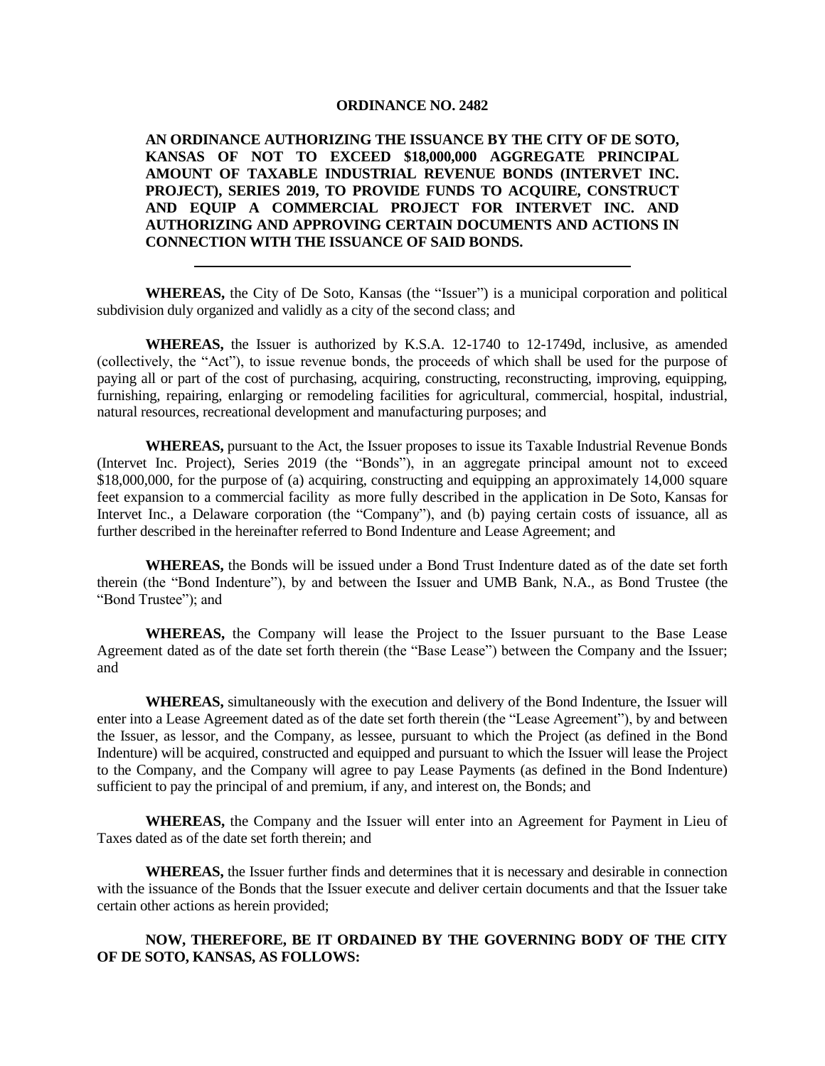**ORDINANCE NO. 2482**

**AN ORDINANCE AUTHORIZING THE ISSUANCE BY THE CITY OF DE SOTO, KANSAS OF NOT TO EXCEED $18,000,000 AGGREGATE PRINCIPAL AMOUNT OF TAXABLE INDUSTRIAL REVENUE BONDS (INTERVET INC. PROJECT), SERIES 2019, TO PROVIDE FUNDS TO ACQUIRE, CONSTRUCT AND EQUIP A COMMERCIAL PROJECT FOR INTERVET INC. AND AUTHORIZING AND APPROVING CERTAIN DOCUMENTS AND ACTIONS IN CONNECTION WITH THE ISSUANCE OF SAID BONDS.**

---

**WHEREAS,** the City of De Soto, Kansas (the "Issuer") is a municipal corporation and political subdivision duly organized and validly as a city of the second class; and

**WHEREAS,** the Issuer is authorized by K.S.A. 12-1740 to 12-1749d, inclusive, as amended (collectively, the "Act"), to issue revenue bonds, the proceeds of which shall be used for the purpose of paying all or part of the cost of purchasing, acquiring, constructing, reconstructing, improving, equipping, furnishing, repairing, enlarging or remodeling facilities for agricultural, commercial, hospital, industrial, natural resources, recreational development and manufacturing purposes; and

**WHEREAS,** pursuant to the Act, the Issuer proposes to issue its Taxable Industrial Revenue Bonds (Intervet Inc. Project), Series 2019 (the "Bonds"), in an aggregate principal amount not to exceed $18,000,000, for the purpose of (a) acquiring, constructing and equipping an approximately 14,000 square feet expansion to a commercial facility as more fully described in the application in De Soto, Kansas for Intervet Inc., a Delaware corporation (the "Company"), and (b) paying certain costs of issuance, all as further described in the hereinafter referred to Bond Indenture and Lease Agreement; and

**WHEREAS,** the Bonds will be issued under a Bond Trust Indenture dated as of the date set forth therein (the "Bond Indenture"), by and between the Issuer and UMB Bank, N.A., as Bond Trustee (the "Bond Trustee"); and

**WHEREAS,** the Company will lease the Project to the Issuer pursuant to the Base Lease Agreement dated as of the date set forth therein (the "Base Lease") between the Company and the Issuer; and

**WHEREAS,** simultaneously with the execution and delivery of the Bond Indenture, the Issuer will enter into a Lease Agreement dated as of the date set forth therein (the "Lease Agreement"), by and between the Issuer, as lessor, and the Company, as lessee, pursuant to which the Project (as defined in the Bond Indenture) will be acquired, constructed and equipped and pursuant to which the Issuer will lease the Project to the Company, and the Company will agree to pay Lease Payments (as defined in the Bond Indenture) sufficient to pay the principal of and premium, if any, and interest on, the Bonds; and

**WHEREAS,** the Company and the Issuer will enter into an Agreement for Payment in Lieu of Taxes dated as of the date set forth therein; and

**WHEREAS,** the Issuer further finds and determines that it is necessary and desirable in connection with the issuance of the Bonds that the Issuer execute and deliver certain documents and that the Issuer take certain other actions as herein provided;

**NOW, THEREFORE, BE IT ORDAINED BY THE GOVERNING BODY OF THE CITY OF DE SOTO, KANSAS, AS FOLLOWS:**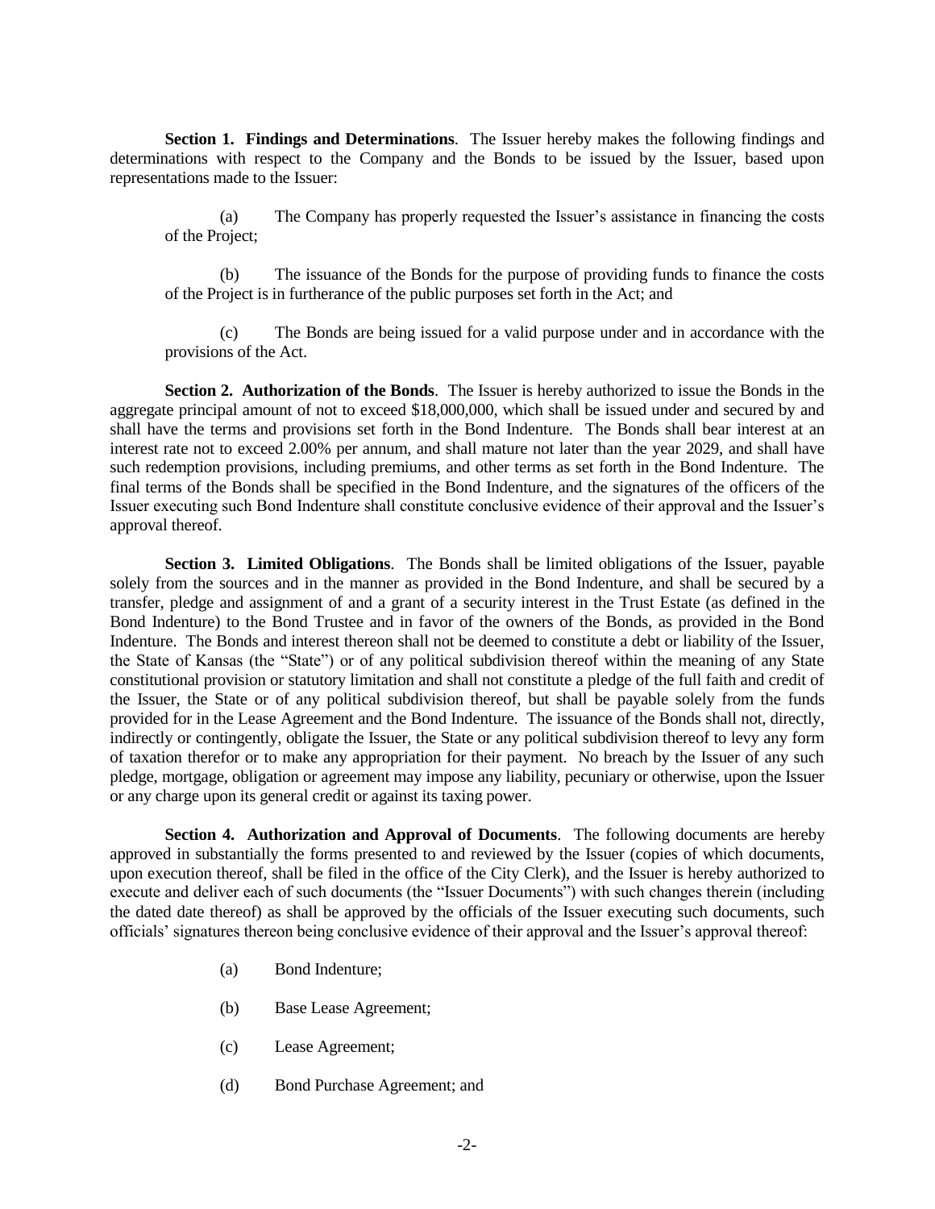**Section 1. Findings and Determinations**. The Issuer hereby makes the following findings and determinations with respect to the Company and the Bonds to be issued by the Issuer, based upon representations made to the Issuer:

(a) The Company has properly requested the Issuer's assistance in financing the costs of the Project;

(b) The issuance of the Bonds for the purpose of providing funds to finance the costs of the Project is in furtherance of the public purposes set forth in the Act; and

(c) The Bonds are being issued for a valid purpose under and in accordance with the provisions of the Act.

**Section 2. Authorization of the Bonds**. The Issuer is hereby authorized to issue the Bonds in the aggregate principal amount of not to exceed $18,000,000, which shall be issued under and secured by and shall have the terms and provisions set forth in the Bond Indenture. The Bonds shall bear interest at an interest rate not to exceed 2.00% per annum, and shall mature not later than the year 2029, and shall have such redemption provisions, including premiums, and other terms as set forth in the Bond Indenture. The final terms of the Bonds shall be specified in the Bond Indenture, and the signatures of the officers of the Issuer executing such Bond Indenture shall constitute conclusive evidence of their approval and the Issuer's approval thereof.

**Section 3. Limited Obligations**. The Bonds shall be limited obligations of the Issuer, payable solely from the sources and in the manner as provided in the Bond Indenture, and shall be secured by a transfer, pledge and assignment of and a grant of a security interest in the Trust Estate (as defined in the Bond Indenture) to the Bond Trustee and in favor of the owners of the Bonds, as provided in the Bond Indenture. The Bonds and interest thereon shall not be deemed to constitute a debt or liability of the Issuer, the State of Kansas (the "State") or of any political subdivision thereof within the meaning of any State constitutional provision or statutory limitation and shall not constitute a pledge of the full faith and credit of the Issuer, the State or of any political subdivision thereof, but shall be payable solely from the funds provided for in the Lease Agreement and the Bond Indenture. The issuance of the Bonds shall not, directly, indirectly or contingently, obligate the Issuer, the State or any political subdivision thereof to levy any form of taxation therefor or to make any appropriation for their payment. No breach by the Issuer of any such pledge, mortgage, obligation or agreement may impose any liability, pecuniary or otherwise, upon the Issuer or any charge upon its general credit or against its taxing power.

**Section 4. Authorization and Approval of Documents**. The following documents are hereby approved in substantially the forms presented to and reviewed by the Issuer (copies of which documents, upon execution thereof, shall be filed in the office of the City Clerk), and the Issuer is hereby authorized to execute and deliver each of such documents (the "Issuer Documents") with such changes therein (including the dated date thereof) as shall be approved by the officials of the Issuer executing such documents, such officials' signatures thereon being conclusive evidence of their approval and the Issuer's approval thereof:

(a) Bond Indenture;

(b) Base Lease Agreement;

(c) Lease Agreement;

(d) Bond Purchase Agreement; and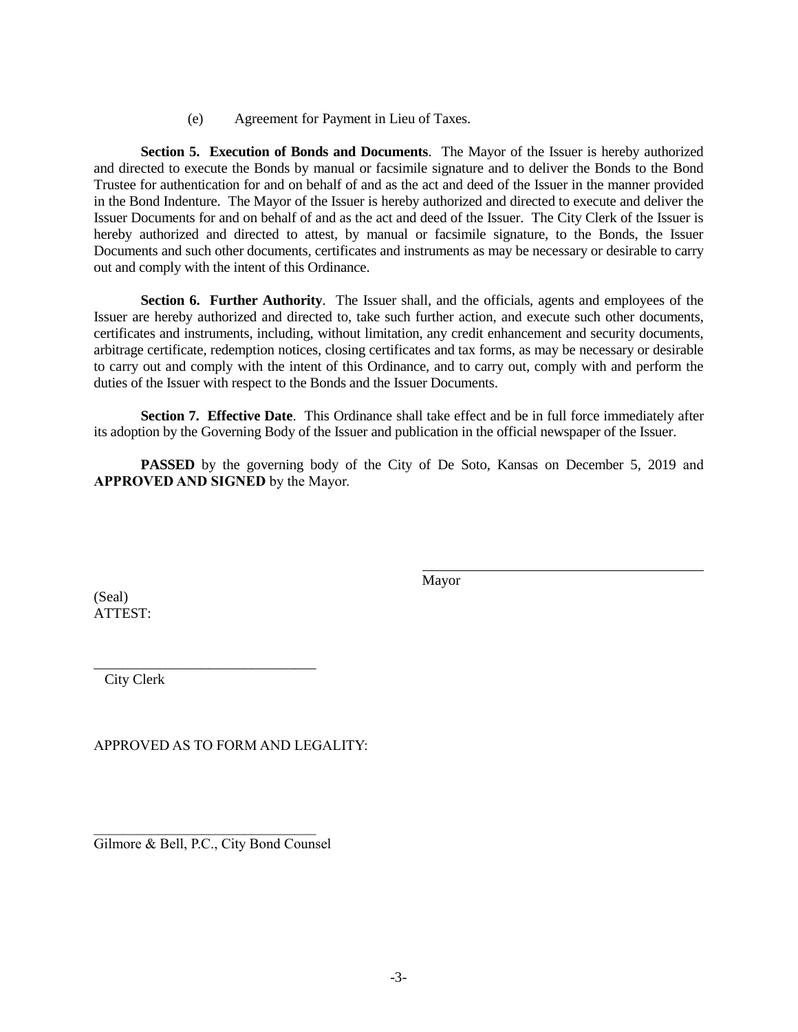(e) Agreement for Payment in Lieu of Taxes.

**Section 5. Execution of Bonds and Documents**. The Mayor of the Issuer is hereby authorized and directed to execute the Bonds by manual or facsimile signature and to deliver the Bonds to the Bond Trustee for authentication for and on behalf of and as the act and deed of the Issuer in the manner provided in the Bond Indenture. The Mayor of the Issuer is hereby authorized and directed to execute and deliver the Issuer Documents for and on behalf of and as the act and deed of the Issuer. The City Clerk of the Issuer is hereby authorized and directed to attest, by manual or facsimile signature, to the Bonds, the Issuer Documents and such other documents, certificates and instruments as may be necessary or desirable to carry out and comply with the intent of this Ordinance.

**Section 6. Further Authority**. The Issuer shall, and the officials, agents and employees of the Issuer are hereby authorized and directed to, take such further action, and execute such other documents, certificates and instruments, including, without limitation, any credit enhancement and security documents, arbitrage certificate, redemption notices, closing certificates and tax forms, as may be necessary or desirable to carry out and comply with the intent of this Ordinance, and to carry out, comply with and perform the duties of the Issuer with respect to the Bonds and the Issuer Documents.

**Section 7. Effective Date**. This Ordinance shall take effect and be in full force immediately after its adoption by the Governing Body of the Issuer and publication in the official newspaper of the Issuer.

**PASSED** by the governing body of the City of De Soto, Kansas on December 5, 2019 and **APPROVED AND SIGNED** by the Mayor.

\_\_\_\_\_\_\_\_\_\_\_\_\_\_\_\_\_\_\_\_\_\_\_\_\_\_\_\_\_\_\_\_
Mayor

(Seal)
ATTEST:

\_\_\_\_\_\_\_\_\_\_\_\_\_\_\_\_\_\_\_\_\_\_\_\_\_\_\_\_\_\_\_\_
City Clerk

APPROVED AS TO FORM AND LEGALITY:

\_\_\_\_\_\_\_\_\_\_\_\_\_\_\_\_\_\_\_\_\_\_\_\_\_\_\_\_\_\_\_\_
Gilmore & Bell, P.C., City Bond Counsel